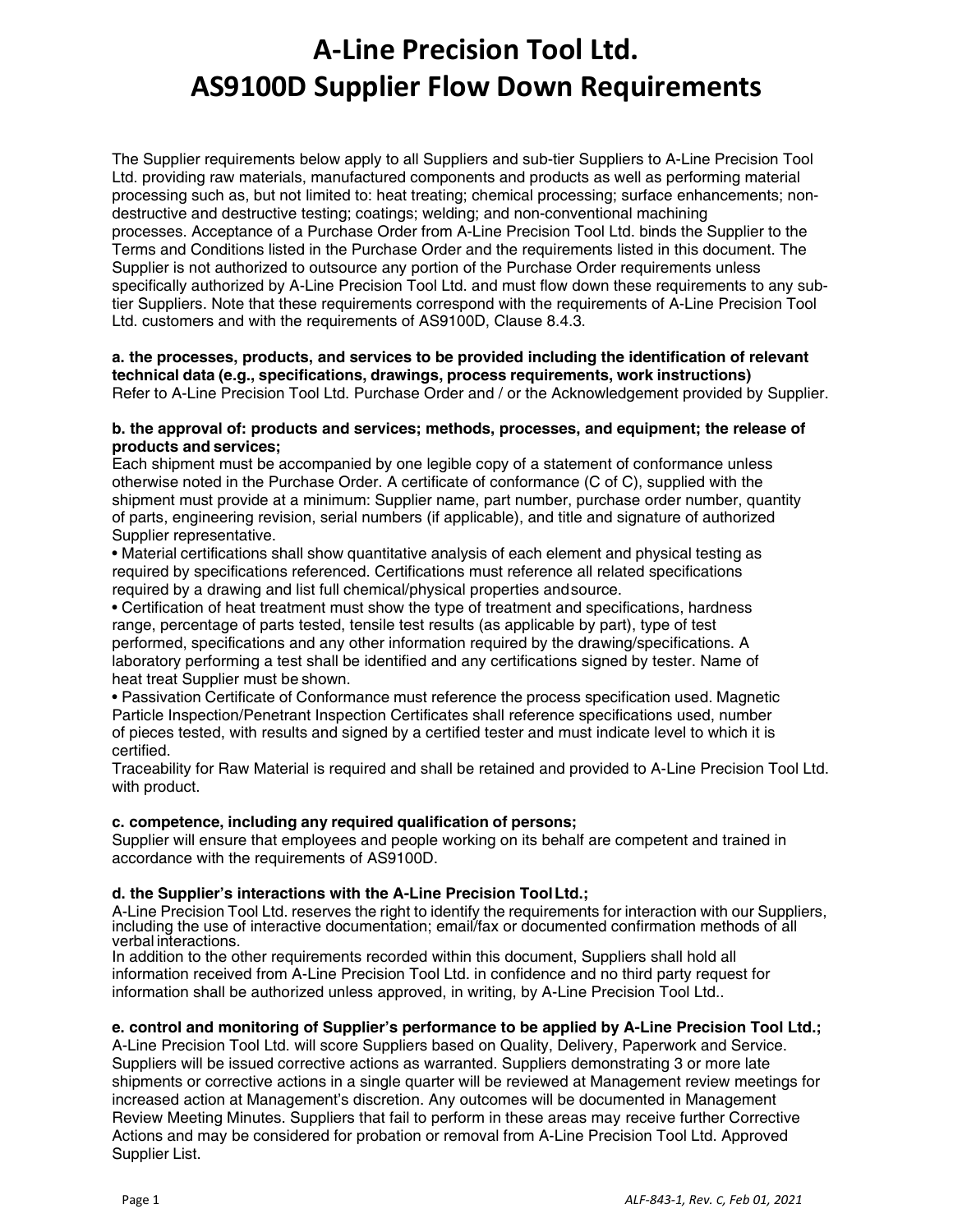# A-Line Precision Tool Ltd.
# AS9100D Supplier Flow Down Requirements

The Supplier requirements below apply to all Suppliers and sub-tier Suppliers to A-Line Precision Tool Ltd. providing raw materials, manufactured components and products as well as performing material processing such as, but not limited to: heat treating; chemical processing; surface enhancements; non-destructive and destructive testing; coatings; welding; and non-conventional machining processes. Acceptance of a Purchase Order from A-Line Precision Tool Ltd. binds the Supplier to the Terms and Conditions listed in the Purchase Order and the requirements listed in this document. The Supplier is not authorized to outsource any portion of the Purchase Order requirements unless specifically authorized by A-Line Precision Tool Ltd. and must flow down these requirements to any sub-tier Suppliers. Note that these requirements correspond with the requirements of A-Line Precision Tool Ltd. customers and with the requirements of AS9100D, Clause 8.4.3.

**a. the processes, products, and services to be provided including the identification of relevant technical data (e.g., specifications, drawings, process requirements, work instructions)**

Refer to A-Line Precision Tool Ltd. Purchase Order and / or the Acknowledgement provided by Supplier.

**b. the approval of: products and services; methods, processes, and equipment; the release of products and services;**

Each shipment must be accompanied by one legible copy of a statement of conformance unless otherwise noted in the Purchase Order. A certificate of conformance (C of C), supplied with the shipment must provide at a minimum: Supplier name, part number, purchase order number, quantity of parts, engineering revision, serial numbers (if applicable), and title and signature of authorized Supplier representative.

- Material certifications shall show quantitative analysis of each element and physical testing as required by specifications referenced. Certifications must reference all related specifications required by a drawing and list full chemical/physical properties and source.
- Certification of heat treatment must show the type of treatment and specifications, hardness range, percentage of parts tested, tensile test results (as applicable by part), type of test performed, specifications and any other information required by the drawing/specifications. A laboratory performing a test shall be identified and any certifications signed by tester. Name of heat treat Supplier must be shown.
- Passivation Certificate of Conformance must reference the process specification used. Magnetic Particle Inspection/Penetrant Inspection Certificates shall reference specifications used, number of pieces tested, with results and signed by a certified tester and must indicate level to which it is certified.

Traceability for Raw Material is required and shall be retained and provided to A-Line Precision Tool Ltd. with product.

**c. competence, including any required qualification of persons;**

Supplier will ensure that employees and people working on its behalf are competent and trained in accordance with the requirements of AS9100D.

**d. the Supplier's interactions with the A-Line Precision Tool Ltd.;**

A-Line Precision Tool Ltd. reserves the right to identify the requirements for interaction with our Suppliers, including the use of interactive documentation; email/fax or documented confirmation methods of all verbal interactions.

In addition to the other requirements recorded within this document, Suppliers shall hold all information received from A-Line Precision Tool Ltd. in confidence and no third party request for information shall be authorized unless approved, in writing, by A-Line Precision Tool Ltd..

**e. control and monitoring of Supplier's performance to be applied by A-Line Precision Tool Ltd.;**

A-Line Precision Tool Ltd. will score Suppliers based on Quality, Delivery, Paperwork and Service. Suppliers will be issued corrective actions as warranted. Suppliers demonstrating 3 or more late shipments or corrective actions in a single quarter will be reviewed at Management review meetings for increased action at Management's discretion. Any outcomes will be documented in Management Review Meeting Minutes. Suppliers that fail to perform in these areas may receive further Corrective Actions and may be considered for probation or removal from A-Line Precision Tool Ltd. Approved Supplier List.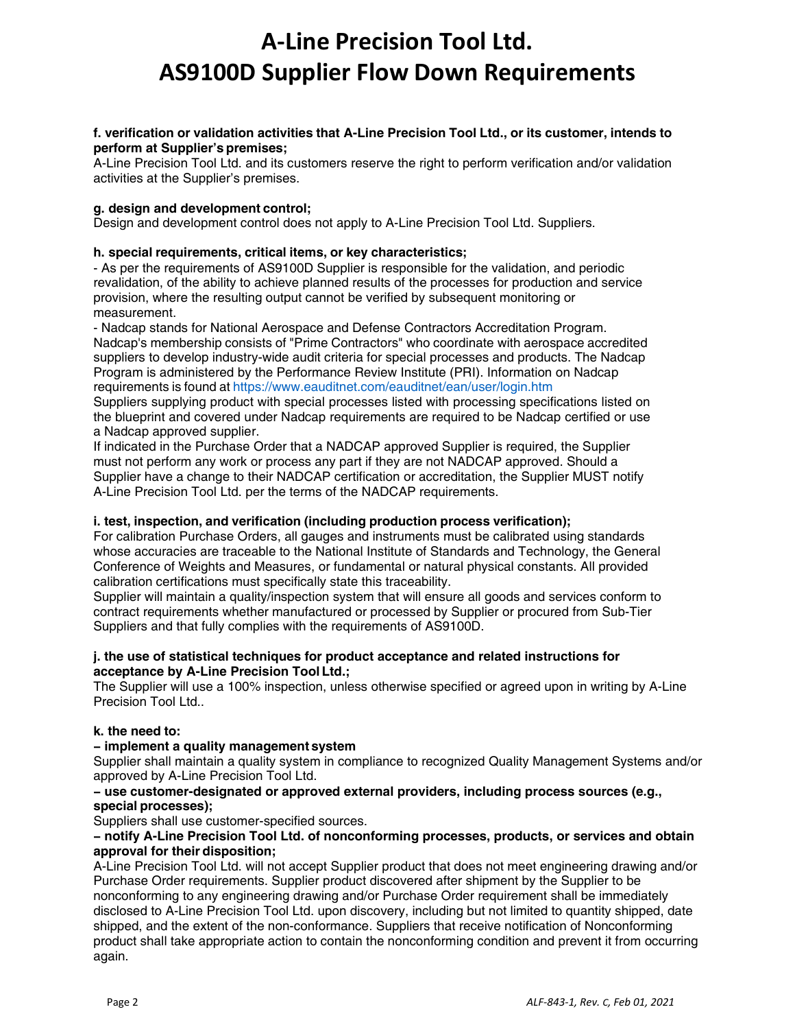**f. verification or validation activities that A-Line Precision Tool Ltd., or its customer, intends to perform at Supplier's premises;**

A-Line Precision Tool Ltd. and its customers reserve the right to perform verification and/or validation activities at the Supplier's premises.

**g. design and development control;**

Design and development control does not apply to A-Line Precision Tool Ltd. Suppliers.

**h. special requirements, critical items, or key characteristics;**

- As per the requirements of AS9100D Supplier is responsible for the validation, and periodic revalidation, of the ability to achieve planned results of the processes for production and service provision, where the resulting output cannot be verified by subsequent monitoring or measurement.
- Nadcap stands for National Aerospace and Defense Contractors Accreditation Program. Nadcap's membership consists of "Prime Contractors" who coordinate with aerospace accredited suppliers to develop industry-wide audit criteria for special processes and products. The Nadcap Program is administered by the Performance Review Institute (PRI). Information on Nadcap requirements is found at https://www.eauditnet.com/eauditnet/ean/user/login.htm

Suppliers supplying product with special processes listed with processing specifications listed on the blueprint and covered under Nadcap requirements are required to be Nadcap certified or use a Nadcap approved supplier.

If indicated in the Purchase Order that a NADCAP approved Supplier is required, the Supplier must not perform any work or process any part if they are not NADCAP approved. Should a Supplier have a change to their NADCAP certification or accreditation, the Supplier MUST notify A-Line Precision Tool Ltd. per the terms of the NADCAP requirements.

**i. test, inspection, and verification (including production process verification);**

For calibration Purchase Orders, all gauges and instruments must be calibrated using standards whose accuracies are traceable to the National Institute of Standards and Technology, the General Conference of Weights and Measures, or fundamental or natural physical constants. All provided calibration certifications must specifically state this traceability.

Supplier will maintain a quality/inspection system that will ensure all goods and services conform to contract requirements whether manufactured or processed by Supplier or procured from Sub-Tier Suppliers and that fully complies with the requirements of AS9100D.

**j. the use of statistical techniques for product acceptance and related instructions for acceptance by A-Line Precision Tool Ltd.;**

The Supplier will use a 100% inspection, unless otherwise specified or agreed upon in writing by A-Line Precision Tool Ltd..

**k. the need to:**

**– implement a quality management system**

Supplier shall maintain a quality system in compliance to recognized Quality Management Systems and/or approved by A-Line Precision Tool Ltd.

**– use customer-designated or approved external providers, including process sources (e.g., special processes);**

Suppliers shall use customer-specified sources.

**– notify A-Line Precision Tool Ltd. of nonconforming processes, products, or services and obtain approval for their disposition;**

A-Line Precision Tool Ltd. will not accept Supplier product that does not meet engineering drawing and/or Purchase Order requirements. Supplier product discovered after shipment by the Supplier to be nonconforming to any engineering drawing and/or Purchase Order requirement shall be immediately disclosed to A-Line Precision Tool Ltd. upon discovery, including but not limited to quantity shipped, date shipped, and the extent of the non-conformance. Suppliers that receive notification of Nonconforming product shall take appropriate action to contain the nonconforming condition and prevent it from occurring again.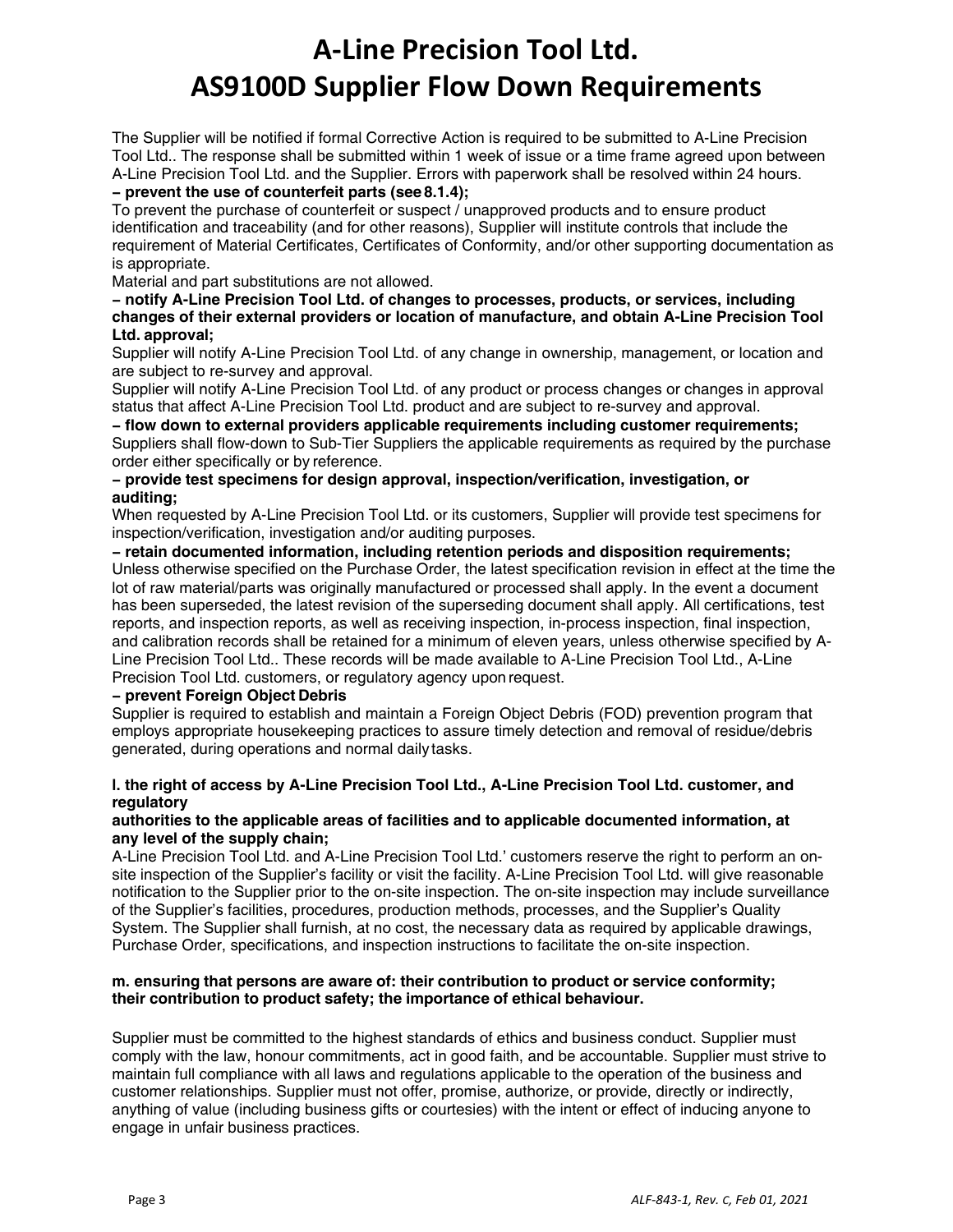The Supplier will be notified if formal Corrective Action is required to be submitted to A-Line Precision Tool Ltd.. The response shall be submitted within 1 week of issue or a time frame agreed upon between A-Line Precision Tool Ltd. and the Supplier. Errors with paperwork shall be resolved within 24 hours.

**– prevent the use of counterfeit parts (see 8.1.4);**

To prevent the purchase of counterfeit or suspect / unapproved products and to ensure product identification and traceability (and for other reasons), Supplier will institute controls that include the requirement of Material Certificates, Certificates of Conformity, and/or other supporting documentation as is appropriate.

Material and part substitutions are not allowed.

**– notify A-Line Precision Tool Ltd. of changes to processes, products, or services, including changes of their external providers or location of manufacture, and obtain A-Line Precision Tool Ltd. approval;**

Supplier will notify A-Line Precision Tool Ltd. of any change in ownership, management, or location and are subject to re-survey and approval.

Supplier will notify A-Line Precision Tool Ltd. of any product or process changes or changes in approval status that affect A-Line Precision Tool Ltd. product and are subject to re-survey and approval.

**– flow down to external providers applicable requirements including customer requirements;**

Suppliers shall flow-down to Sub-Tier Suppliers the applicable requirements as required by the purchase order either specifically or by reference.

**– provide test specimens for design approval, inspection/verification, investigation, or auditing;**

When requested by A-Line Precision Tool Ltd. or its customers, Supplier will provide test specimens for inspection/verification, investigation and/or auditing purposes.

**– retain documented information, including retention periods and disposition requirements;**

Unless otherwise specified on the Purchase Order, the latest specification revision in effect at the time the lot of raw material/parts was originally manufactured or processed shall apply. In the event a document has been superseded, the latest revision of the superseding document shall apply. All certifications, test reports, and inspection reports, as well as receiving inspection, in-process inspection, final inspection, and calibration records shall be retained for a minimum of eleven years, unless otherwise specified by A-Line Precision Tool Ltd.. These records will be made available to A-Line Precision Tool Ltd., A-Line Precision Tool Ltd. customers, or regulatory agency upon request.

**– prevent Foreign Object Debris**

Supplier is required to establish and maintain a Foreign Object Debris (FOD) prevention program that employs appropriate housekeeping practices to assure timely detection and removal of residue/debris generated, during operations and normal daily tasks.

**l. the right of access by A-Line Precision Tool Ltd., A-Line Precision Tool Ltd. customer, and regulatory authorities to the applicable areas of facilities and to applicable documented information, at any level of the supply chain;**

A-Line Precision Tool Ltd. and A-Line Precision Tool Ltd.' customers reserve the right to perform an on-site inspection of the Supplier's facility or visit the facility. A-Line Precision Tool Ltd. will give reasonable notification to the Supplier prior to the on-site inspection. The on-site inspection may include surveillance of the Supplier's facilities, procedures, production methods, processes, and the Supplier's Quality System. The Supplier shall furnish, at no cost, the necessary data as required by applicable drawings, Purchase Order, specifications, and inspection instructions to facilitate the on-site inspection.

**m. ensuring that persons are aware of: their contribution to product or service conformity; their contribution to product safety; the importance of ethical behaviour.**

Supplier must be committed to the highest standards of ethics and business conduct. Supplier must comply with the law, honour commitments, act in good faith, and be accountable. Supplier must strive to maintain full compliance with all laws and regulations applicable to the operation of the business and customer relationships. Supplier must not offer, promise, authorize, or provide, directly or indirectly, anything of value (including business gifts or courtesies) with the intent or effect of inducing anyone to engage in unfair business practices.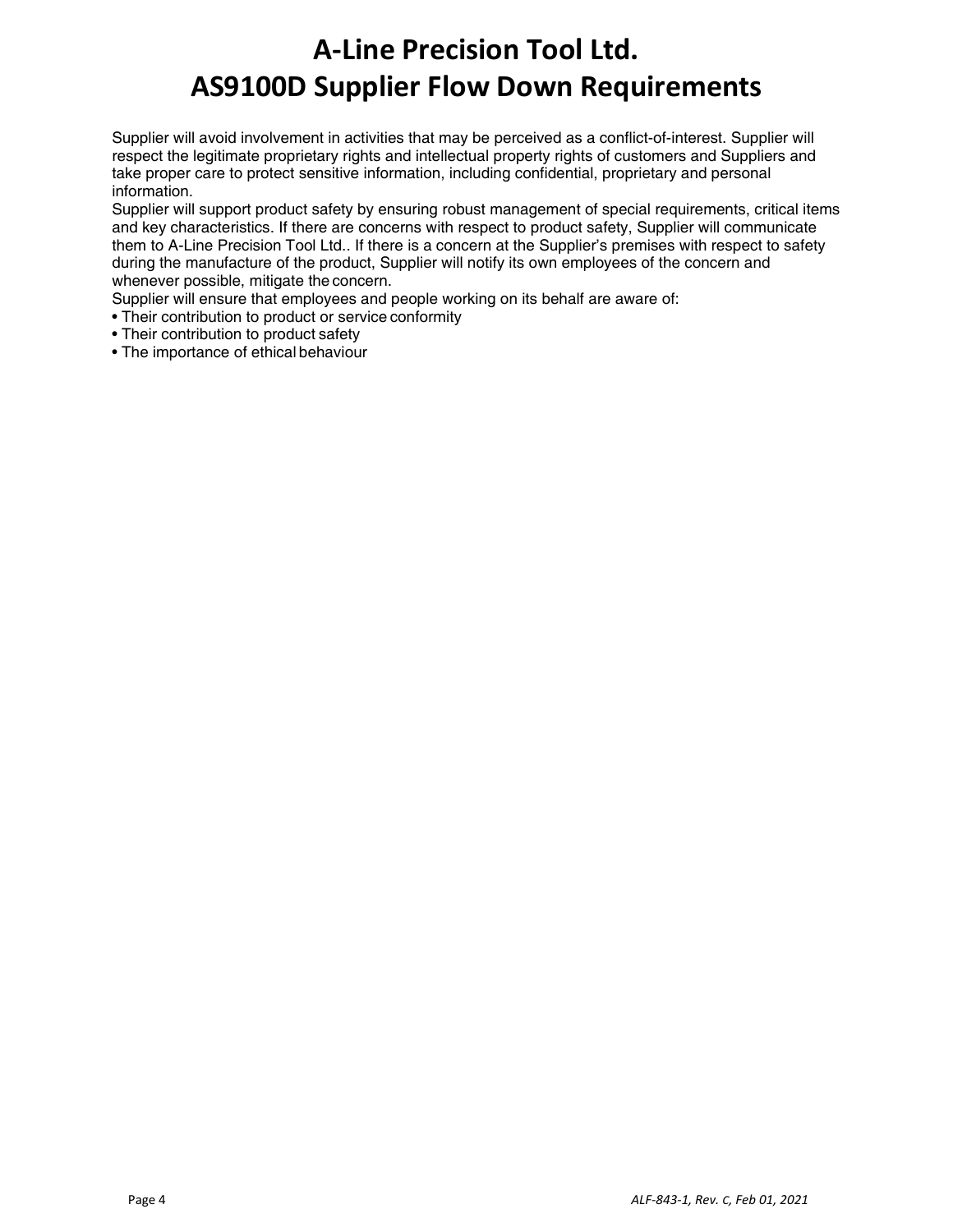Supplier will avoid involvement in activities that may be perceived as a conflict-of-interest. Supplier will respect the legitimate proprietary rights and intellectual property rights of customers and Suppliers and take proper care to protect sensitive information, including confidential, proprietary and personal information.

Supplier will support product safety by ensuring robust management of special requirements, critical items and key characteristics. If there are concerns with respect to product safety, Supplier will communicate them to A-Line Precision Tool Ltd.. If there is a concern at the Supplier's premises with respect to safety during the manufacture of the product, Supplier will notify its own employees of the concern and whenever possible, mitigate the concern.

Supplier will ensure that employees and people working on its behalf are aware of:

- Their contribution to product or service conformity
- Their contribution to product safety
- The importance of ethical behaviour